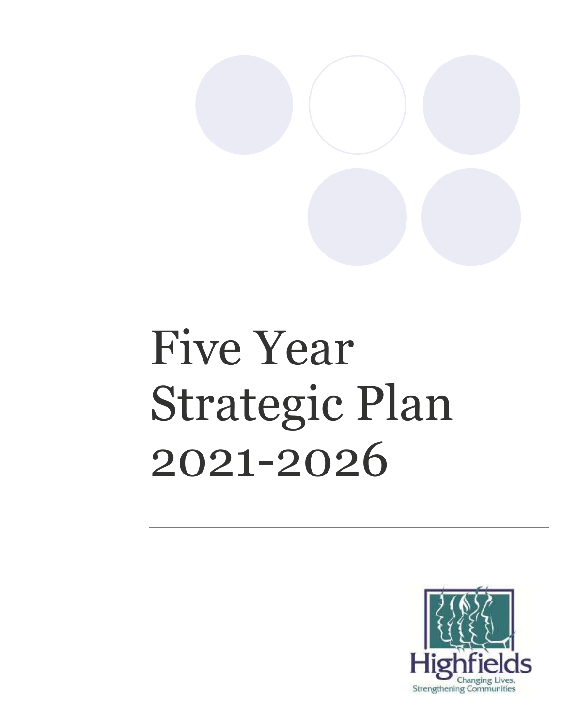# Five Year Strategic Plan 2021-2026

Highfields

Changing Lives, Strengthening Communities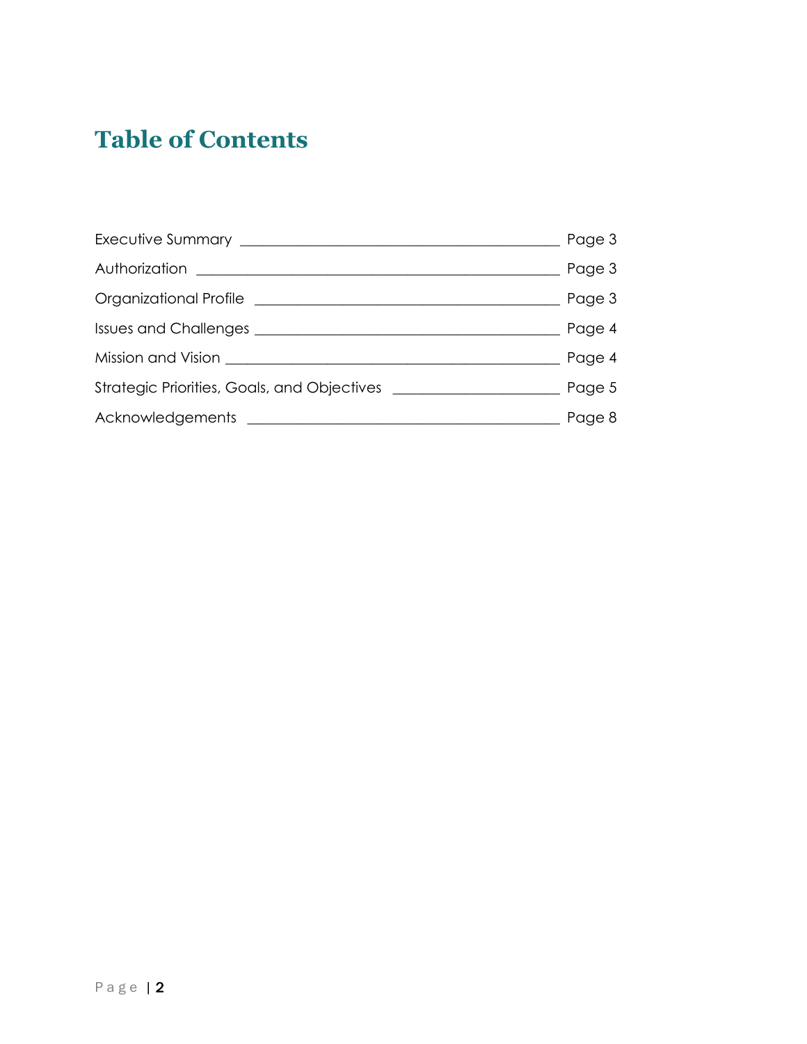# Table of Contents

| Section | Page |
| --- | --- |
| Executive Summary | Page 3 |
| Authorization | Page 3 |
| Organizational Profile | Page 3 |
| Issues and Challenges | Page 4 |
| Mission and Vision | Page 4 |
| Strategic Priorities, Goals, and Objectives | Page 5 |
| Acknowledgements | Page 8 |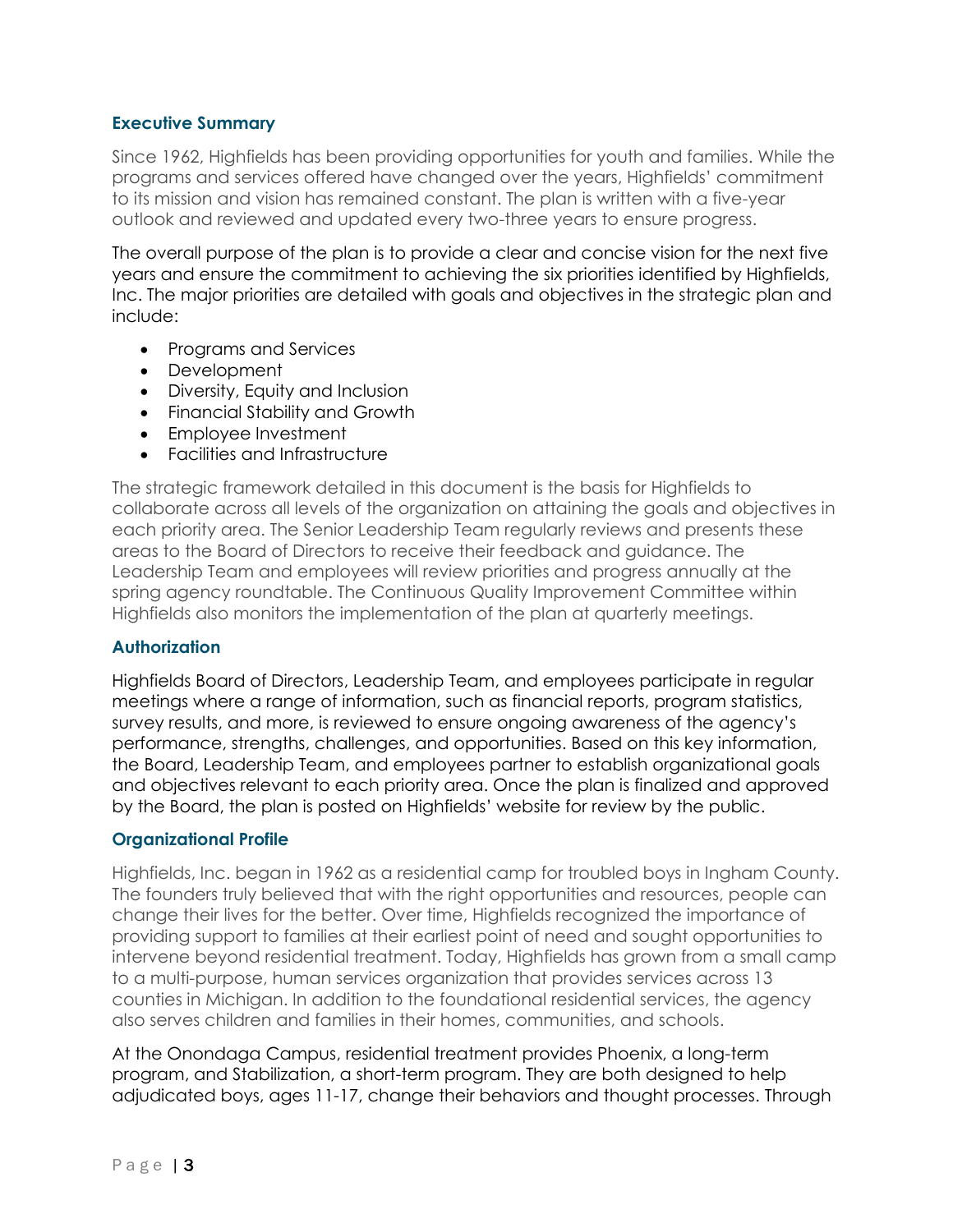## Executive Summary

Since 1962, Highfields has been providing opportunities for youth and families. While the programs and services offered have changed over the years, Highfields' commitment to its mission and vision has remained constant. The plan is written with a five-year outlook and reviewed and updated every two-three years to ensure progress.

The overall purpose of the plan is to provide a clear and concise vision for the next five years and ensure the commitment to achieving the six priorities identified by Highfields, Inc. The major priorities are detailed with goals and objectives in the strategic plan and include:

- Programs and Services
- Development
- Diversity, Equity and Inclusion
- Financial Stability and Growth
- Employee Investment
- Facilities and Infrastructure

The strategic framework detailed in this document is the basis for Highfields to collaborate across all levels of the organization on attaining the goals and objectives in each priority area. The Senior Leadership Team regularly reviews and presents these areas to the Board of Directors to receive their feedback and guidance. The Leadership Team and employees will review priorities and progress annually at the spring agency roundtable. The Continuous Quality Improvement Committee within Highfields also monitors the implementation of the plan at quarterly meetings.

## Authorization

Highfields Board of Directors, Leadership Team, and employees participate in regular meetings where a range of information, such as financial reports, program statistics, survey results, and more, is reviewed to ensure ongoing awareness of the agency's performance, strengths, challenges, and opportunities. Based on this key information, the Board, Leadership Team, and employees partner to establish organizational goals and objectives relevant to each priority area. Once the plan is finalized and approved by the Board, the plan is posted on Highfields' website for review by the public.

## Organizational Profile

Highfields, Inc. began in 1962 as a residential camp for troubled boys in Ingham County. The founders truly believed that with the right opportunities and resources, people can change their lives for the better. Over time, Highfields recognized the importance of providing support to families at their earliest point of need and sought opportunities to intervene beyond residential treatment. Today, Highfields has grown from a small camp to a multi-purpose, human services organization that provides services across 13 counties in Michigan. In addition to the foundational residential services, the agency also serves children and families in their homes, communities, and schools.

At the Onondaga Campus, residential treatment provides Phoenix, a long-term program, and Stabilization, a short-term program. They are both designed to help adjudicated boys, ages 11-17, change their behaviors and thought processes. Through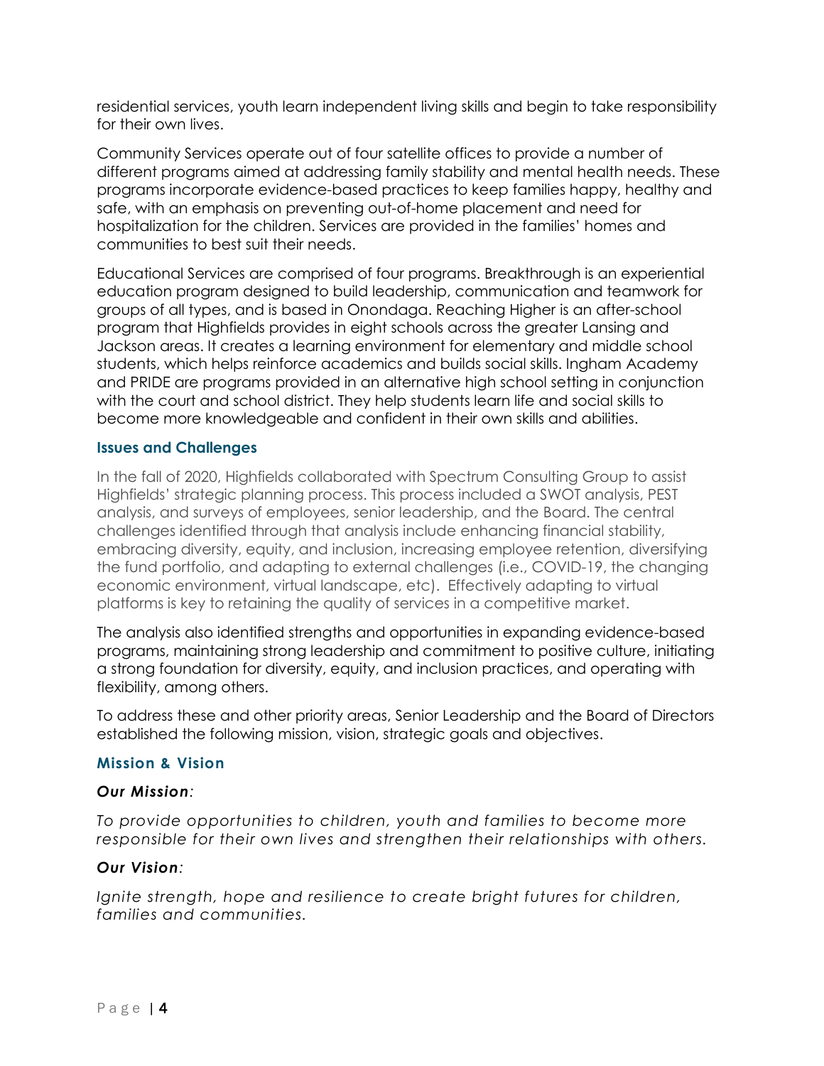residential services, youth learn independent living skills and begin to take responsibility for their own lives.

Community Services operate out of four satellite offices to provide a number of different programs aimed at addressing family stability and mental health needs. These programs incorporate evidence-based practices to keep families happy, healthy and safe, with an emphasis on preventing out-of-home placement and need for hospitalization for the children. Services are provided in the families' homes and communities to best suit their needs.

Educational Services are comprised of four programs. Breakthrough is an experiential education program designed to build leadership, communication and teamwork for groups of all types, and is based in Onondaga. Reaching Higher is an after-school program that Highfields provides in eight schools across the greater Lansing and Jackson areas. It creates a learning environment for elementary and middle school students, which helps reinforce academics and builds social skills. Ingham Academy and PRIDE are programs provided in an alternative high school setting in conjunction with the court and school district. They help students learn life and social skills to become more knowledgeable and confident in their own skills and abilities.

### Issues and Challenges

In the fall of 2020, Highfields collaborated with Spectrum Consulting Group to assist Highfields' strategic planning process. This process included a SWOT analysis, PEST analysis, and surveys of employees, senior leadership, and the Board. The central challenges identified through that analysis include enhancing financial stability, embracing diversity, equity, and inclusion, increasing employee retention, diversifying the fund portfolio, and adapting to external challenges (i.e., COVID-19, the changing economic environment, virtual landscape, etc). Effectively adapting to virtual platforms is key to retaining the quality of services in a competitive market.

The analysis also identified strengths and opportunities in expanding evidence-based programs, maintaining strong leadership and commitment to positive culture, initiating a strong foundation for diversity, equity, and inclusion practices, and operating with flexibility, among others.

To address these and other priority areas, Senior Leadership and the Board of Directors established the following mission, vision, strategic goals and objectives.

### Mission & Vision

***Our Mission:***

*To provide opportunities to children, youth and families to become more responsible for their own lives and strengthen their relationships with others.*

***Our Vision:***

*Ignite strength, hope and resilience to create bright futures for children, families and communities.*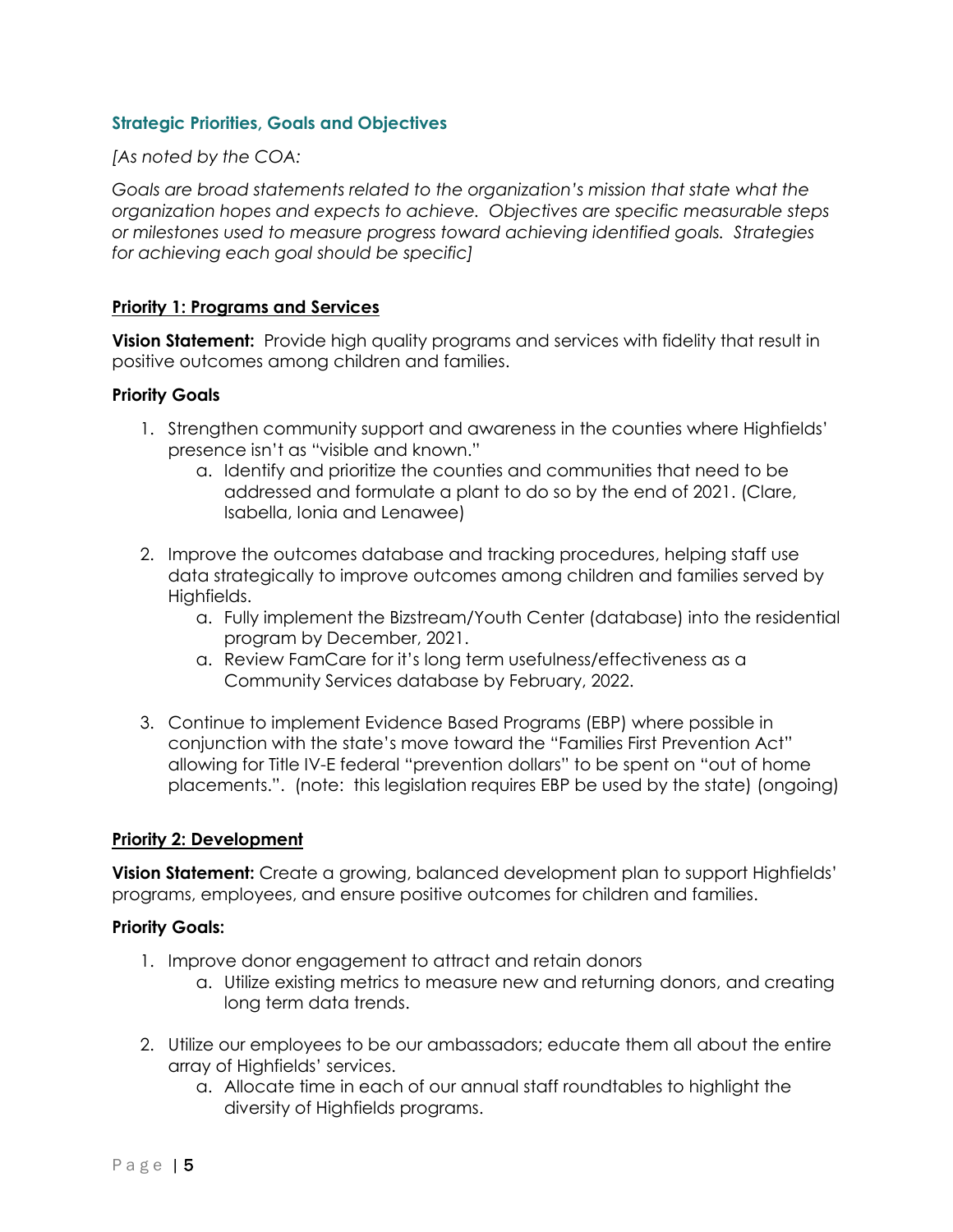### Strategic Priorities, Goals and Objectives

*[As noted by the COA:*

*Goals are broad statements related to the organization's mission that state what the organization hopes and expects to achieve. Objectives are specific measurable steps or milestones used to measure progress toward achieving identified goals. Strategies for achieving each goal should be specific]*

**Priority 1: Programs and Services**

**Vision Statement:** Provide high quality programs and services with fidelity that result in positive outcomes among children and families.

**Priority Goals**

1. Strengthen community support and awareness in the counties where Highfields' presence isn't as "visible and known."
   a. Identify and prioritize the counties and communities that need to be addressed and formulate a plant to do so by the end of 2021. (Clare, Isabella, Ionia and Lenawee)

2. Improve the outcomes database and tracking procedures, helping staff use data strategically to improve outcomes among children and families served by Highfields.
   a. Fully implement the Bizstream/Youth Center (database) into the residential program by December, 2021.
   a. Review FamCare for it's long term usefulness/effectiveness as a Community Services database by February, 2022.

3. Continue to implement Evidence Based Programs (EBP) where possible in conjunction with the state's move toward the "Families First Prevention Act" allowing for Title IV-E federal "prevention dollars" to be spent on "out of home placements.". (note: this legislation requires EBP be used by the state) (ongoing)

**Priority 2: Development**

**Vision Statement:** Create a growing, balanced development plan to support Highfields' programs, employees, and ensure positive outcomes for children and families.

**Priority Goals:**

1. Improve donor engagement to attract and retain donors
   a. Utilize existing metrics to measure new and returning donors, and creating long term data trends.

2. Utilize our employees to be our ambassadors; educate them all about the entire array of Highfields' services.
   a. Allocate time in each of our annual staff roundtables to highlight the diversity of Highfields programs.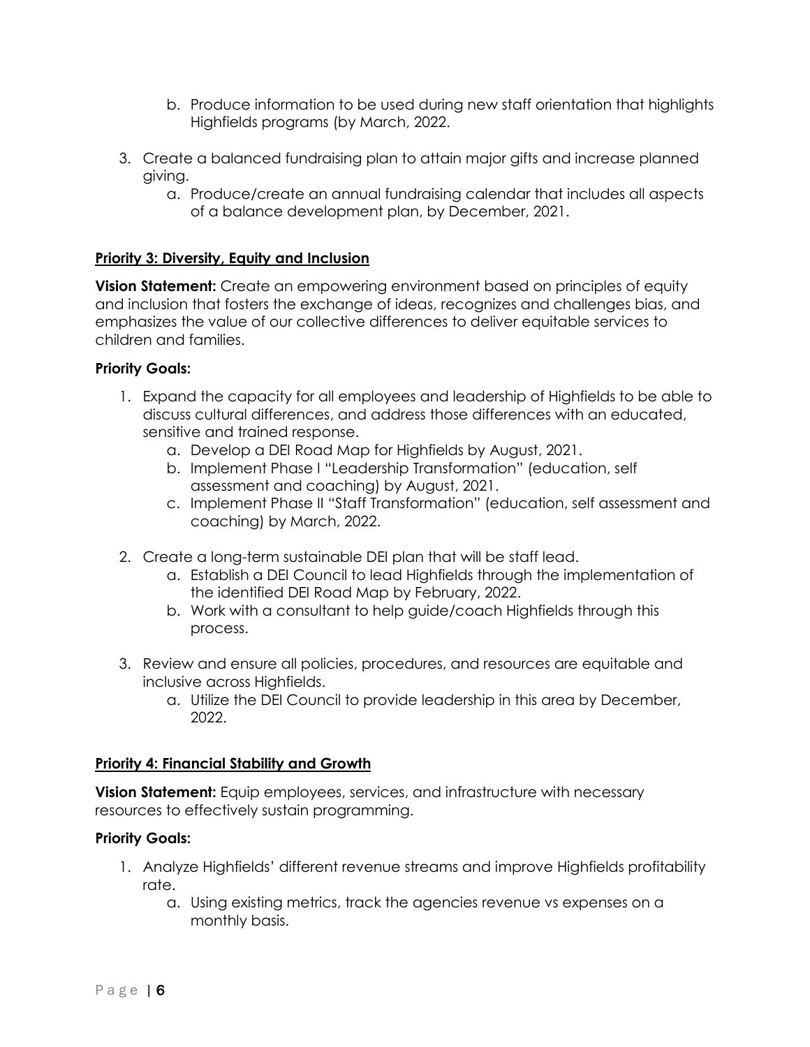b. Produce information to be used during new staff orientation that highlights Highfields programs (by March, 2022.

3. Create a balanced fundraising plan to attain major gifts and increase planned giving.
   a. Produce/create an annual fundraising calendar that includes all aspects of a balance development plan, by December, 2021.

**Priority 3: Diversity, Equity and Inclusion**

**Vision Statement:** Create an empowering environment based on principles of equity and inclusion that fosters the exchange of ideas, recognizes and challenges bias, and emphasizes the value of our collective differences to deliver equitable services to children and families.

**Priority Goals:**

1. Expand the capacity for all employees and leadership of Highfields to be able to discuss cultural differences, and address those differences with an educated, sensitive and trained response.
   a. Develop a DEI Road Map for Highfields by August, 2021.
   b. Implement Phase I "Leadership Transformation" (education, self assessment and coaching) by August, 2021.
   c. Implement Phase II "Staff Transformation" (education, self assessment and coaching) by March, 2022.

2. Create a long-term sustainable DEI plan that will be staff lead.
   a. Establish a DEI Council to lead Highfields through the implementation of the identified DEI Road Map by February, 2022.
   b. Work with a consultant to help guide/coach Highfields through this process.

3. Review and ensure all policies, procedures, and resources are equitable and inclusive across Highfields.
   a. Utilize the DEI Council to provide leadership in this area by December, 2022.

**Priority 4: Financial Stability and Growth**

**Vision Statement:** Equip employees, services, and infrastructure with necessary resources to effectively sustain programming.

**Priority Goals:**

1. Analyze Highfields' different revenue streams and improve Highfields profitability rate.
   a. Using existing metrics, track the agencies revenue vs expenses on a monthly basis.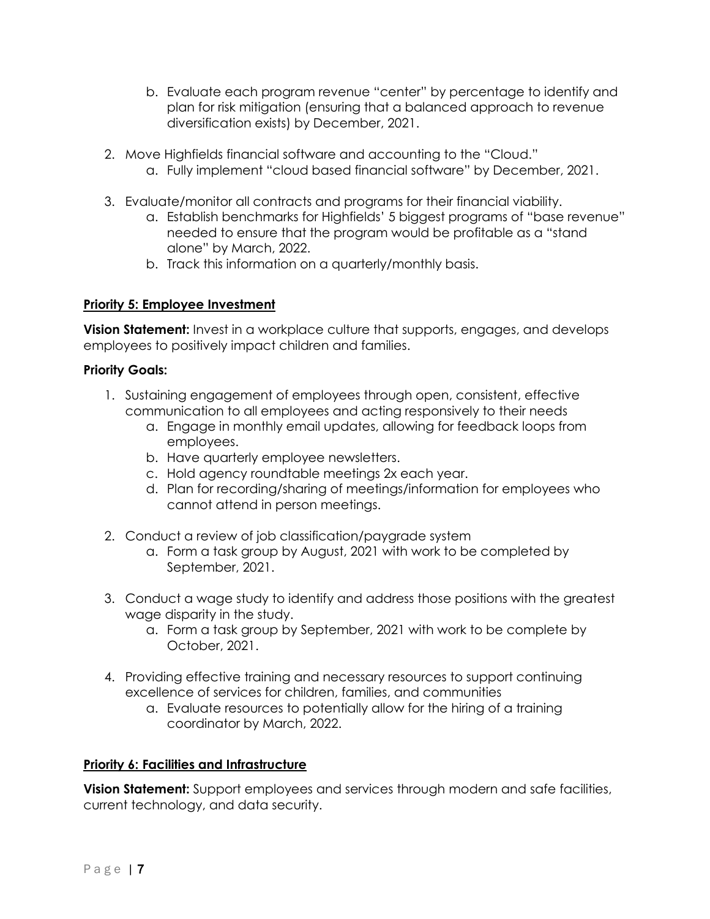b. Evaluate each program revenue "center" by percentage to identify and plan for risk mitigation (ensuring that a balanced approach to revenue diversification exists) by December, 2021.

2. Move Highfields financial software and accounting to the "Cloud."
   a. Fully implement "cloud based financial software" by December, 2021.

3. Evaluate/monitor all contracts and programs for their financial viability.
   a. Establish benchmarks for Highfields' 5 biggest programs of "base revenue" needed to ensure that the program would be profitable as a "stand alone" by March, 2022.
   b. Track this information on a quarterly/monthly basis.

**Priority 5: Employee Investment**

**Vision Statement:** Invest in a workplace culture that supports, engages, and develops employees to positively impact children and families.

**Priority Goals:**

1. Sustaining engagement of employees through open, consistent, effective communication to all employees and acting responsively to their needs
   a. Engage in monthly email updates, allowing for feedback loops from employees.
   b. Have quarterly employee newsletters.
   c. Hold agency roundtable meetings 2x each year.
   d. Plan for recording/sharing of meetings/information for employees who cannot attend in person meetings.

2. Conduct a review of job classification/paygrade system
   a. Form a task group by August, 2021 with work to be completed by September, 2021.

3. Conduct a wage study to identify and address those positions with the greatest wage disparity in the study.
   a. Form a task group by September, 2021 with work to be complete by October, 2021.

4. Providing effective training and necessary resources to support continuing excellence of services for children, families, and communities
   a. Evaluate resources to potentially allow for the hiring of a training coordinator by March, 2022.

**Priority 6: Facilities and Infrastructure**

**Vision Statement:** Support employees and services through modern and safe facilities, current technology, and data security.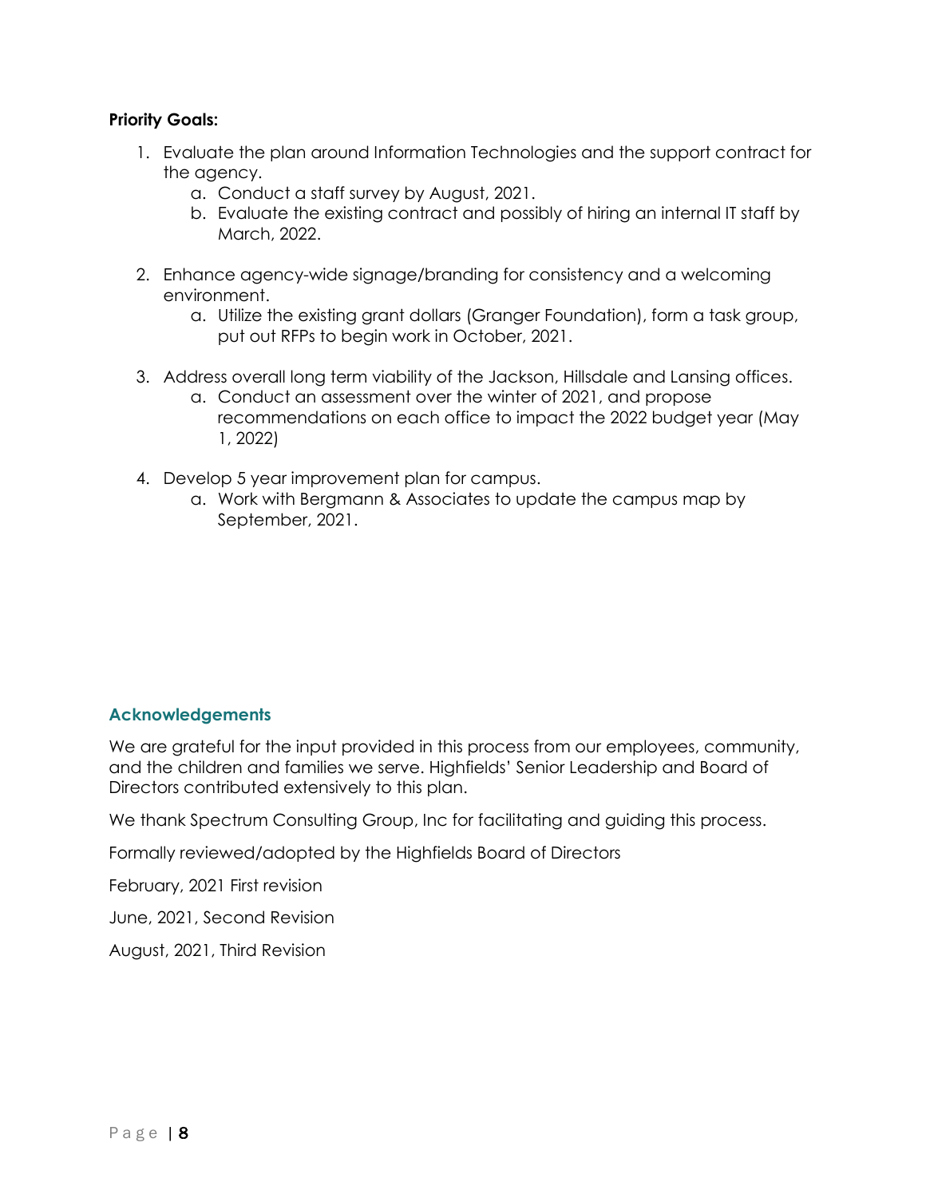**Priority Goals:**

1. Evaluate the plan around Information Technologies and the support contract for the agency.
    a. Conduct a staff survey by August, 2021.
    b. Evaluate the existing contract and possibly of hiring an internal IT staff by March, 2022.

2. Enhance agency-wide signage/branding for consistency and a welcoming environment.
    a. Utilize the existing grant dollars (Granger Foundation), form a task group, put out RFPs to begin work in October, 2021.

3. Address overall long term viability of the Jackson, Hillsdale and Lansing offices.
    a. Conduct an assessment over the winter of 2021, and propose recommendations on each office to impact the 2022 budget year (May 1, 2022)

4. Develop 5 year improvement plan for campus.
    a. Work with Bergmann & Associates to update the campus map by September, 2021.

## Acknowledgements

We are grateful for the input provided in this process from our employees, community, and the children and families we serve. Highfields' Senior Leadership and Board of Directors contributed extensively to this plan.

We thank Spectrum Consulting Group, Inc for facilitating and guiding this process.

Formally reviewed/adopted by the Highfields Board of Directors

February, 2021 First revision

June, 2021, Second Revision

August, 2021, Third Revision